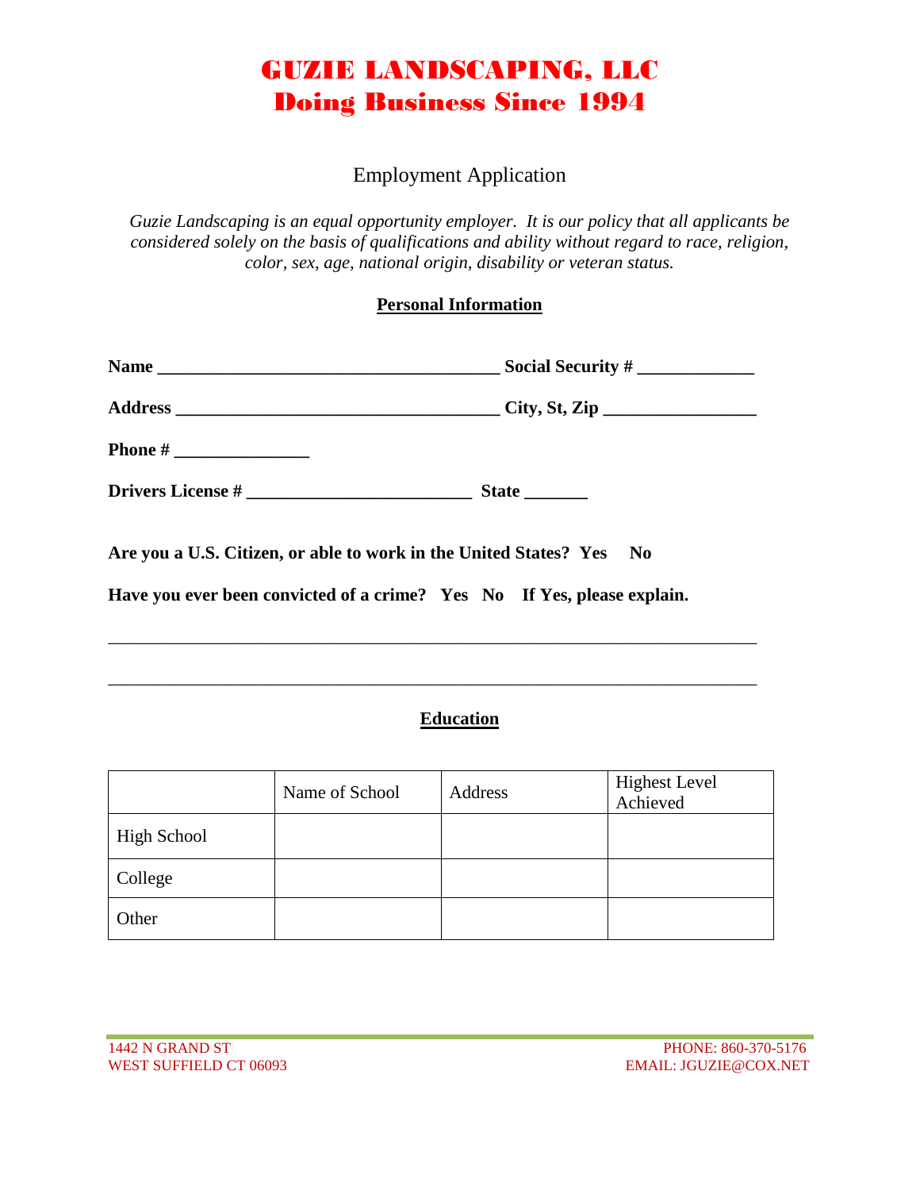# GUZIE LANDSCAPING, LLC
# Doing Business Since 1994

## Employment Application

*Guzie Landscaping is an equal opportunity employer. It is our policy that all applicants be considered solely on the basis of qualifications and ability without regard to race, religion, color, sex, age, national origin, disability or veteran status.*

### Personal Information

**Name** ______________________________________ **Social Security #** _____________

**Address** ____________________________________ **City, St, Zip** _________________

**Phone #** _______________

**Drivers License #** _________________________ **State** _______

**Are you a U.S. Citizen, or able to work in the United States? Yes No**

**Have you ever been convicted of a crime? Yes No If Yes, please explain.**

_________________________________________________________________________

_________________________________________________________________________

### Education

| | Name of School | Address | Highest Level Achieved |
|---|---|---|---|
| High School | | | |
| College | | | |
| Other | | | |

1442 N GRAND ST
WEST SUFFIELD CT 06093

PHONE: 860-370-5176
EMAIL: JGUZIE@COX.NET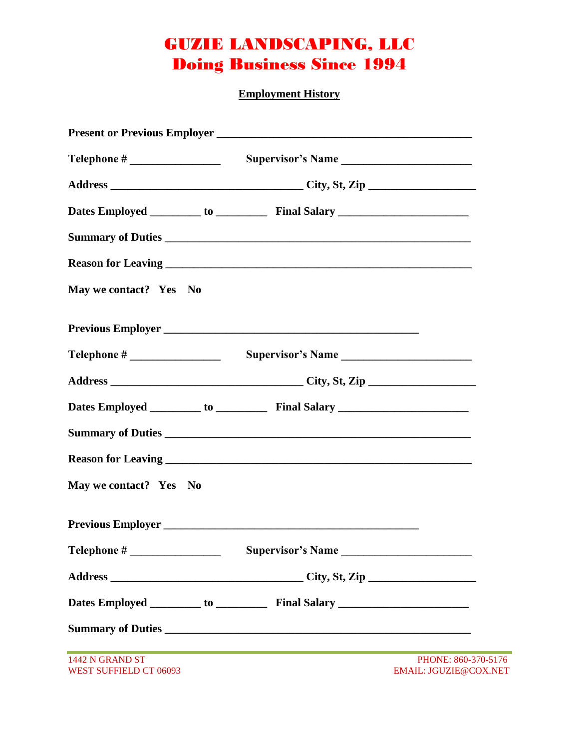# GUZIE LANDSCAPING, LLC
## Doing Business Since 1994

**Employment History**

**Present or Previous Employer** ___________________________________________

**Telephone #** _______________ **Supervisor's Name** ______________________

**Address** ________________________________ **City, St, Zip** __________________

**Dates Employed** ________ **to** ________ **Final Salary** ______________________

**Summary of Duties** _____________________________________________________

**Reason for Leaving** _____________________________________________________

**May we contact? Yes No**

**Previous Employer** ____________________________________________

**Telephone #** _______________ **Supervisor's Name** ______________________

**Address** ________________________________ **City, St, Zip** __________________

**Dates Employed** ________ **to** ________ **Final Salary** ______________________

**Summary of Duties** _____________________________________________________

**Reason for Leaving** _____________________________________________________

**May we contact? Yes No**

**Previous Employer** ____________________________________________

**Telephone #** _______________ **Supervisor's Name** ______________________

**Address** ________________________________ **City, St, Zip** __________________

**Dates Employed** ________ **to** ________ **Final Salary** ______________________

**Summary of Duties** _____________________________________________________

1442 N GRAND ST
WEST SUFFIELD CT 06093

PHONE: 860-370-5176
EMAIL: JGUZIE@COX.NET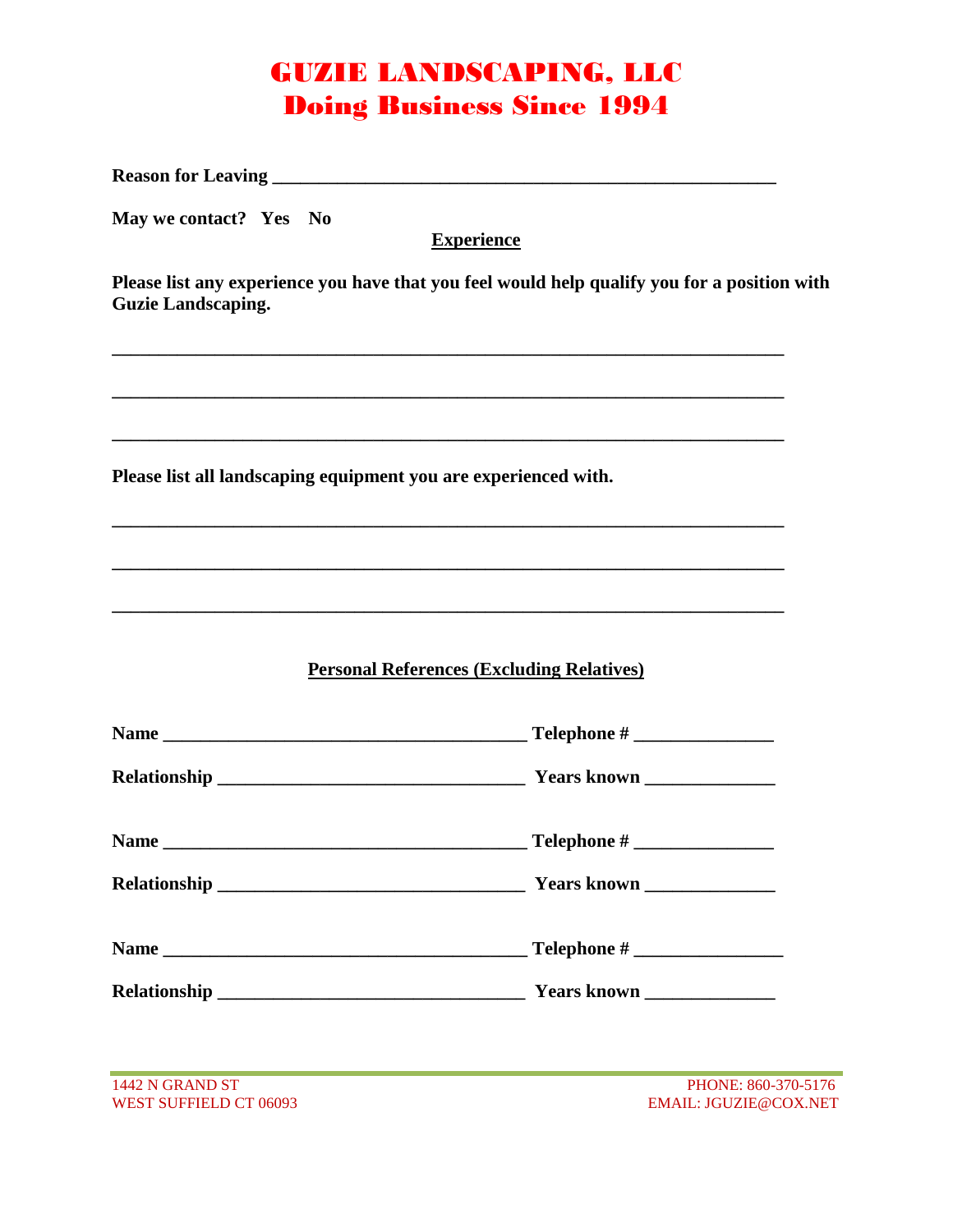# GUZIE LANDSCAPING, LLC
## Doing Business Since 1994

**Reason for Leaving** ______________________________________________________

**May we contact? Yes No**

**Experience**

**Please list any experience you have that you feel would help qualify you for a position with Guzie Landscaping.**

_________________________________________________________________________

_________________________________________________________________________

_________________________________________________________________________

**Please list all landscaping equipment you are experienced with.**

_________________________________________________________________________

_________________________________________________________________________

_________________________________________________________________________

**Personal References (Excluding Relatives)**

**Name** ________________________________________ **Telephone #** _______________

**Relationship** _________________________________ **Years known** ______________

**Name** ________________________________________ **Telephone #** _______________

**Relationship** _________________________________ **Years known** ______________

**Name** ________________________________________ **Telephone #** ________________

**Relationship** _________________________________ **Years known** ______________

1442 N GRAND ST
WEST SUFFIELD CT 06093

PHONE: 860-370-5176
EMAIL: JGUZIE@COX.NET